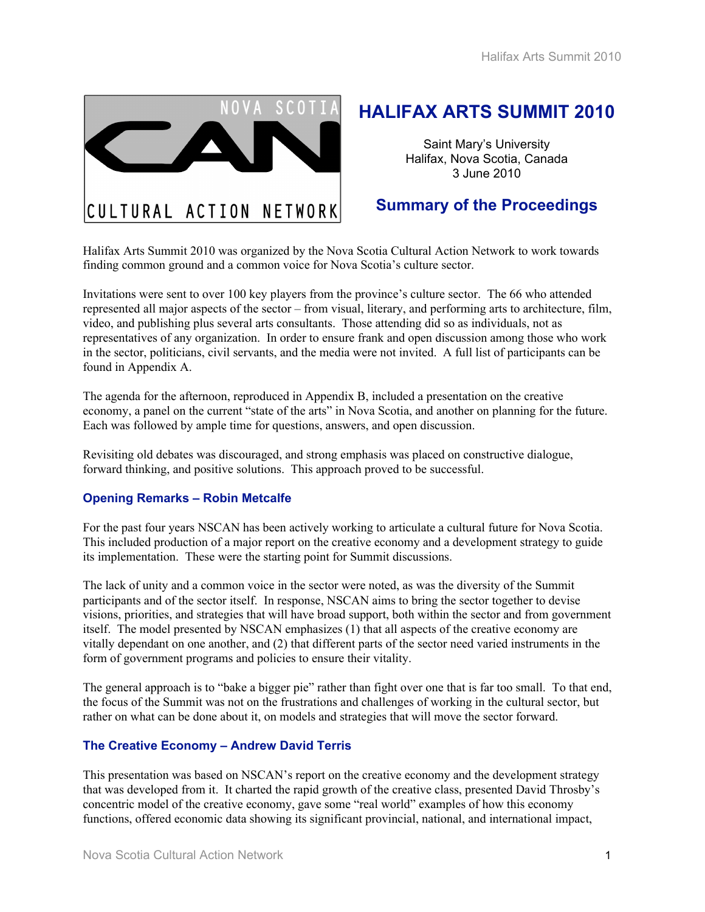# HALIFAX ARTS SUMMIT 2010

Saint Mary's University
Halifax, Nova Scotia, Canada
3 June 2010

## Summary of the Proceedings

Halifax Arts Summit 2010 was organized by the Nova Scotia Cultural Action Network to work towards finding common ground and a common voice for Nova Scotia's culture sector.

Invitations were sent to over 100 key players from the province's culture sector. The 66 who attended represented all major aspects of the sector – from visual, literary, and performing arts to architecture, film, video, and publishing plus several arts consultants. Those attending did so as individuals, not as representatives of any organization. In order to ensure frank and open discussion among those who work in the sector, politicians, civil servants, and the media were not invited. A full list of participants can be found in Appendix A.

The agenda for the afternoon, reproduced in Appendix B, included a presentation on the creative economy, a panel on the current "state of the arts" in Nova Scotia, and another on planning for the future. Each was followed by ample time for questions, answers, and open discussion.

Revisiting old debates was discouraged, and strong emphasis was placed on constructive dialogue, forward thinking, and positive solutions. This approach proved to be successful.

### Opening Remarks – Robin Metcalfe

For the past four years NSCAN has been actively working to articulate a cultural future for Nova Scotia. This included production of a major report on the creative economy and a development strategy to guide its implementation. These were the starting point for Summit discussions.

The lack of unity and a common voice in the sector were noted, as was the diversity of the Summit participants and of the sector itself. In response, NSCAN aims to bring the sector together to devise visions, priorities, and strategies that will have broad support, both within the sector and from government itself. The model presented by NSCAN emphasizes (1) that all aspects of the creative economy are vitally dependant on one another, and (2) that different parts of the sector need varied instruments in the form of government programs and policies to ensure their vitality.

The general approach is to "bake a bigger pie" rather than fight over one that is far too small. To that end, the focus of the Summit was not on the frustrations and challenges of working in the cultural sector, but rather on what can be done about it, on models and strategies that will move the sector forward.

### The Creative Economy – Andrew David Terris

This presentation was based on NSCAN's report on the creative economy and the development strategy that was developed from it. It charted the rapid growth of the creative class, presented David Throsby's concentric model of the creative economy, gave some "real world" examples of how this economy functions, offered economic data showing its significant provincial, national, and international impact,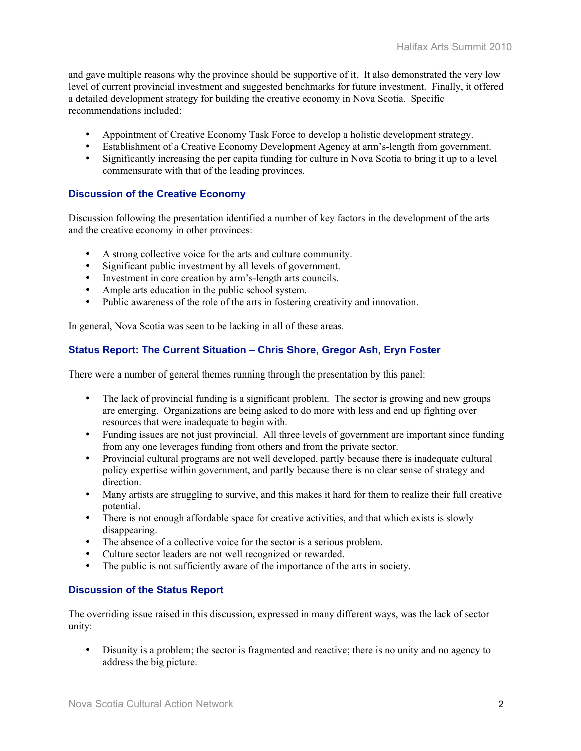and gave multiple reasons why the province should be supportive of it. It also demonstrated the very low level of current provincial investment and suggested benchmarks for future investment. Finally, it offered a detailed development strategy for building the creative economy in Nova Scotia. Specific recommendations included:

- Appointment of Creative Economy Task Force to develop a holistic development strategy.
- Establishment of a Creative Economy Development Agency at arm's-length from government.
- Significantly increasing the per capita funding for culture in Nova Scotia to bring it up to a level commensurate with that of the leading provinces.

### Discussion of the Creative Economy

Discussion following the presentation identified a number of key factors in the development of the arts and the creative economy in other provinces:

- A strong collective voice for the arts and culture community.
- Significant public investment by all levels of government.
- Investment in core creation by arm's-length arts councils.
- Ample arts education in the public school system.
- Public awareness of the role of the arts in fostering creativity and innovation.

In general, Nova Scotia was seen to be lacking in all of these areas.

### Status Report: The Current Situation – Chris Shore, Gregor Ash, Eryn Foster

There were a number of general themes running through the presentation by this panel:

- The lack of provincial funding is a significant problem. The sector is growing and new groups are emerging. Organizations are being asked to do more with less and end up fighting over resources that were inadequate to begin with.
- Funding issues are not just provincial. All three levels of government are important since funding from any one leverages funding from others and from the private sector.
- Provincial cultural programs are not well developed, partly because there is inadequate cultural policy expertise within government, and partly because there is no clear sense of strategy and direction.
- Many artists are struggling to survive, and this makes it hard for them to realize their full creative potential.
- There is not enough affordable space for creative activities, and that which exists is slowly disappearing.
- The absence of a collective voice for the sector is a serious problem.
- Culture sector leaders are not well recognized or rewarded.
- The public is not sufficiently aware of the importance of the arts in society.

### Discussion of the Status Report

The overriding issue raised in this discussion, expressed in many different ways, was the lack of sector unity:

- Disunity is a problem; the sector is fragmented and reactive; there is no unity and no agency to address the big picture.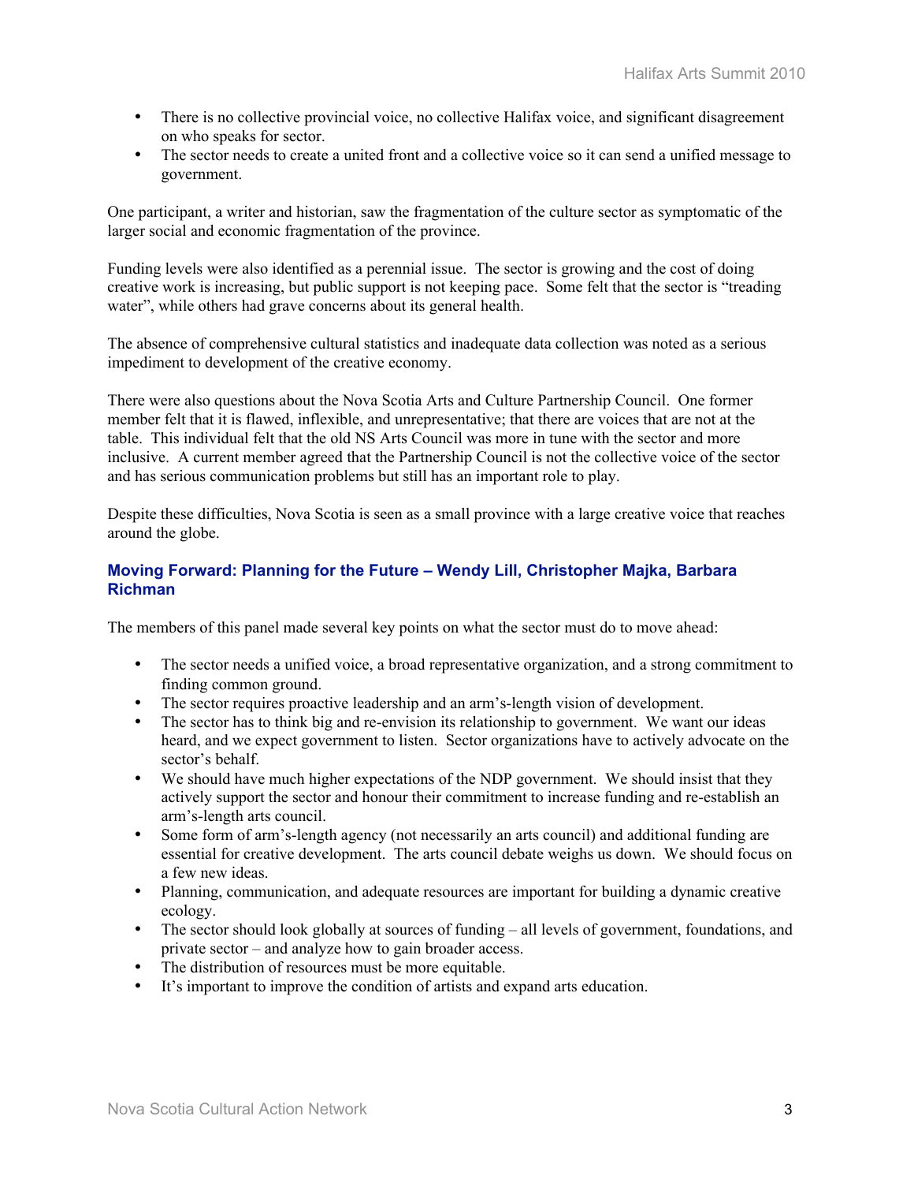- There is no collective provincial voice, no collective Halifax voice, and significant disagreement on who speaks for sector.
- The sector needs to create a united front and a collective voice so it can send a unified message to government.

One participant, a writer and historian, saw the fragmentation of the culture sector as symptomatic of the larger social and economic fragmentation of the province.

Funding levels were also identified as a perennial issue. The sector is growing and the cost of doing creative work is increasing, but public support is not keeping pace. Some felt that the sector is "treading water", while others had grave concerns about its general health.

The absence of comprehensive cultural statistics and inadequate data collection was noted as a serious impediment to development of the creative economy.

There were also questions about the Nova Scotia Arts and Culture Partnership Council. One former member felt that it is flawed, inflexible, and unrepresentative; that there are voices that are not at the table. This individual felt that the old NS Arts Council was more in tune with the sector and more inclusive. A current member agreed that the Partnership Council is not the collective voice of the sector and has serious communication problems but still has an important role to play.

Despite these difficulties, Nova Scotia is seen as a small province with a large creative voice that reaches around the globe.

### Moving Forward: Planning for the Future – Wendy Lill, Christopher Majka, Barbara Richman

The members of this panel made several key points on what the sector must do to move ahead:

- The sector needs a unified voice, a broad representative organization, and a strong commitment to finding common ground.
- The sector requires proactive leadership and an arm's-length vision of development.
- The sector has to think big and re-envision its relationship to government. We want our ideas heard, and we expect government to listen. Sector organizations have to actively advocate on the sector's behalf.
- We should have much higher expectations of the NDP government. We should insist that they actively support the sector and honour their commitment to increase funding and re-establish an arm's-length arts council.
- Some form of arm's-length agency (not necessarily an arts council) and additional funding are essential for creative development. The arts council debate weighs us down. We should focus on a few new ideas.
- Planning, communication, and adequate resources are important for building a dynamic creative ecology.
- The sector should look globally at sources of funding – all levels of government, foundations, and private sector – and analyze how to gain broader access.
- The distribution of resources must be more equitable.
- It's important to improve the condition of artists and expand arts education.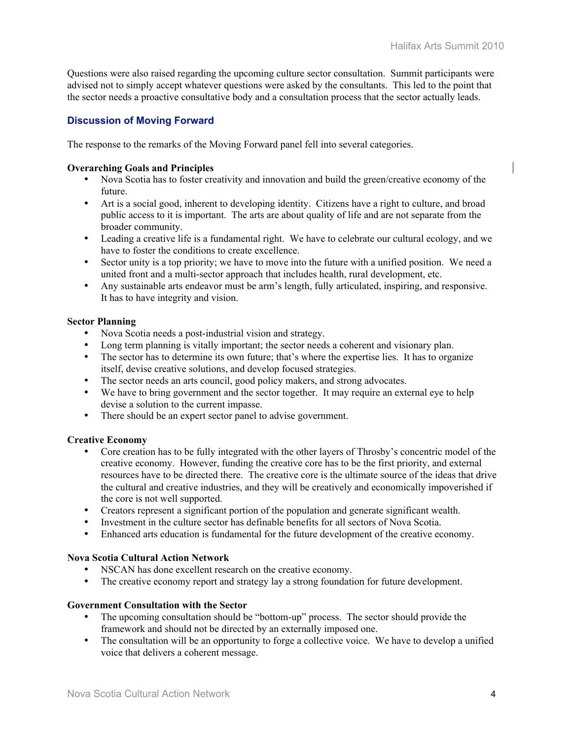Questions were also raised regarding the upcoming culture sector consultation. Summit participants were advised not to simply accept whatever questions were asked by the consultants. This led to the point that the sector needs a proactive consultative body and a consultation process that the sector actually leads.

## Discussion of Moving Forward

The response to the remarks of the Moving Forward panel fell into several categories.

**Overarching Goals and Principles**

- Nova Scotia has to foster creativity and innovation and build the green/creative economy of the future.
- Art is a social good, inherent to developing identity. Citizens have a right to culture, and broad public access to it is important. The arts are about quality of life and are not separate from the broader community.
- Leading a creative life is a fundamental right. We have to celebrate our cultural ecology, and we have to foster the conditions to create excellence.
- Sector unity is a top priority; we have to move into the future with a unified position. We need a united front and a multi-sector approach that includes health, rural development, etc.
- Any sustainable arts endeavor must be arm's length, fully articulated, inspiring, and responsive. It has to have integrity and vision.

**Sector Planning**

- Nova Scotia needs a post-industrial vision and strategy.
- Long term planning is vitally important; the sector needs a coherent and visionary plan.
- The sector has to determine its own future; that's where the expertise lies. It has to organize itself, devise creative solutions, and develop focused strategies.
- The sector needs an arts council, good policy makers, and strong advocates.
- We have to bring government and the sector together. It may require an external eye to help devise a solution to the current impasse.
- There should be an expert sector panel to advise government.

**Creative Economy**

- Core creation has to be fully integrated with the other layers of Throsby's concentric model of the creative economy. However, funding the creative core has to be the first priority, and external resources have to be directed there. The creative core is the ultimate source of the ideas that drive the cultural and creative industries, and they will be creatively and economically impoverished if the core is not well supported.
- Creators represent a significant portion of the population and generate significant wealth.
- Investment in the culture sector has definable benefits for all sectors of Nova Scotia.
- Enhanced arts education is fundamental for the future development of the creative economy.

**Nova Scotia Cultural Action Network**

- NSCAN has done excellent research on the creative economy.
- The creative economy report and strategy lay a strong foundation for future development.

**Government Consultation with the Sector**

- The upcoming consultation should be "bottom-up" process. The sector should provide the framework and should not be directed by an externally imposed one.
- The consultation will be an opportunity to forge a collective voice. We have to develop a unified voice that delivers a coherent message.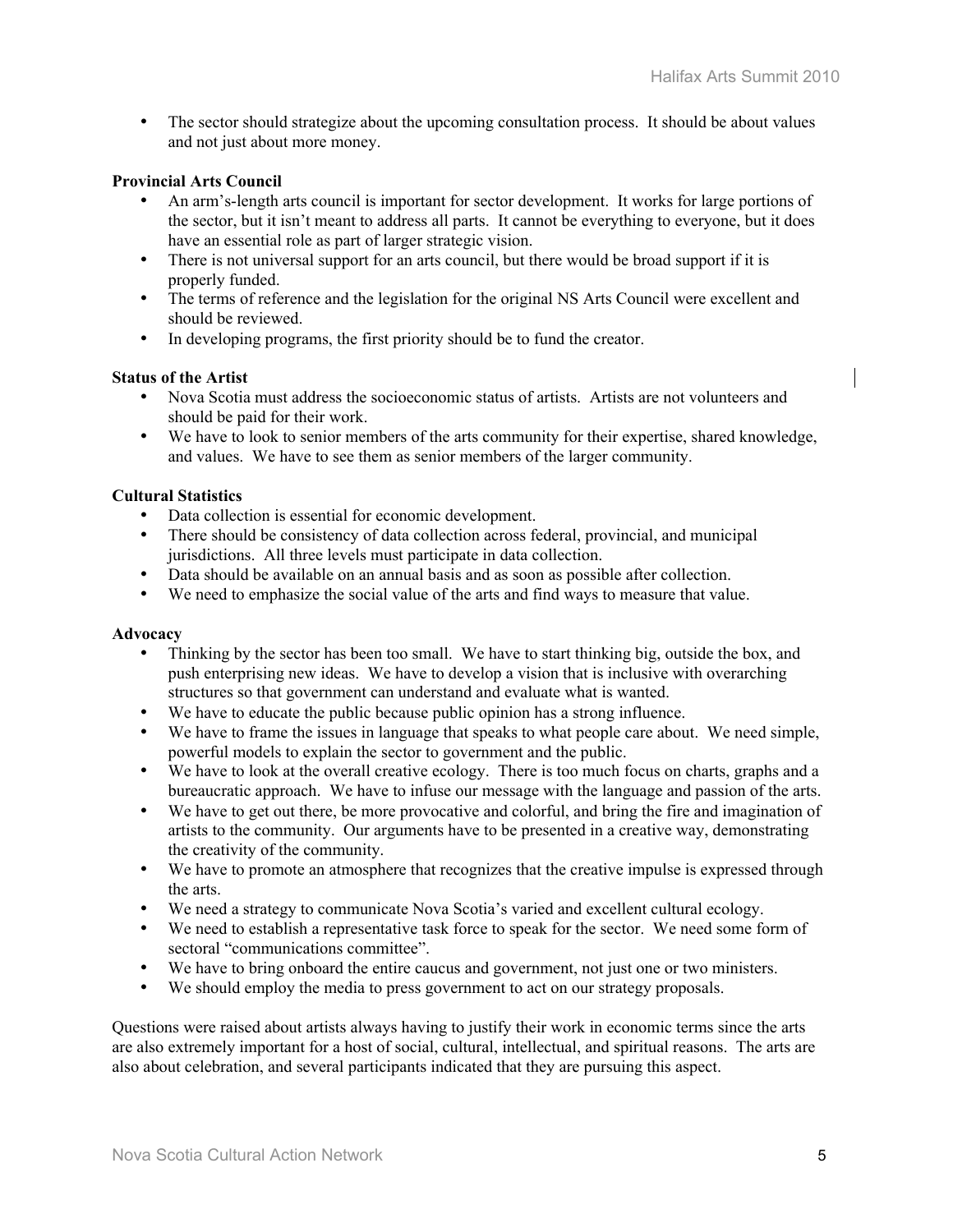- The sector should strategize about the upcoming consultation process. It should be about values and not just about more money.

**Provincial Arts Council**

- An arm's-length arts council is important for sector development. It works for large portions of the sector, but it isn't meant to address all parts. It cannot be everything to everyone, but it does have an essential role as part of larger strategic vision.
- There is not universal support for an arts council, but there would be broad support if it is properly funded.
- The terms of reference and the legislation for the original NS Arts Council were excellent and should be reviewed.
- In developing programs, the first priority should be to fund the creator.

**Status of the Artist**

- Nova Scotia must address the socioeconomic status of artists. Artists are not volunteers and should be paid for their work.
- We have to look to senior members of the arts community for their expertise, shared knowledge, and values. We have to see them as senior members of the larger community.

**Cultural Statistics**

- Data collection is essential for economic development.
- There should be consistency of data collection across federal, provincial, and municipal jurisdictions. All three levels must participate in data collection.
- Data should be available on an annual basis and as soon as possible after collection.
- We need to emphasize the social value of the arts and find ways to measure that value.

**Advocacy**

- Thinking by the sector has been too small. We have to start thinking big, outside the box, and push enterprising new ideas. We have to develop a vision that is inclusive with overarching structures so that government can understand and evaluate what is wanted.
- We have to educate the public because public opinion has a strong influence.
- We have to frame the issues in language that speaks to what people care about. We need simple, powerful models to explain the sector to government and the public.
- We have to look at the overall creative ecology. There is too much focus on charts, graphs and a bureaucratic approach. We have to infuse our message with the language and passion of the arts.
- We have to get out there, be more provocative and colorful, and bring the fire and imagination of artists to the community. Our arguments have to be presented in a creative way, demonstrating the creativity of the community.
- We have to promote an atmosphere that recognizes that the creative impulse is expressed through the arts.
- We need a strategy to communicate Nova Scotia's varied and excellent cultural ecology.
- We need to establish a representative task force to speak for the sector. We need some form of sectoral "communications committee".
- We have to bring onboard the entire caucus and government, not just one or two ministers.
- We should employ the media to press government to act on our strategy proposals.

Questions were raised about artists always having to justify their work in economic terms since the arts are also extremely important for a host of social, cultural, intellectual, and spiritual reasons. The arts are also about celebration, and several participants indicated that they are pursuing this aspect.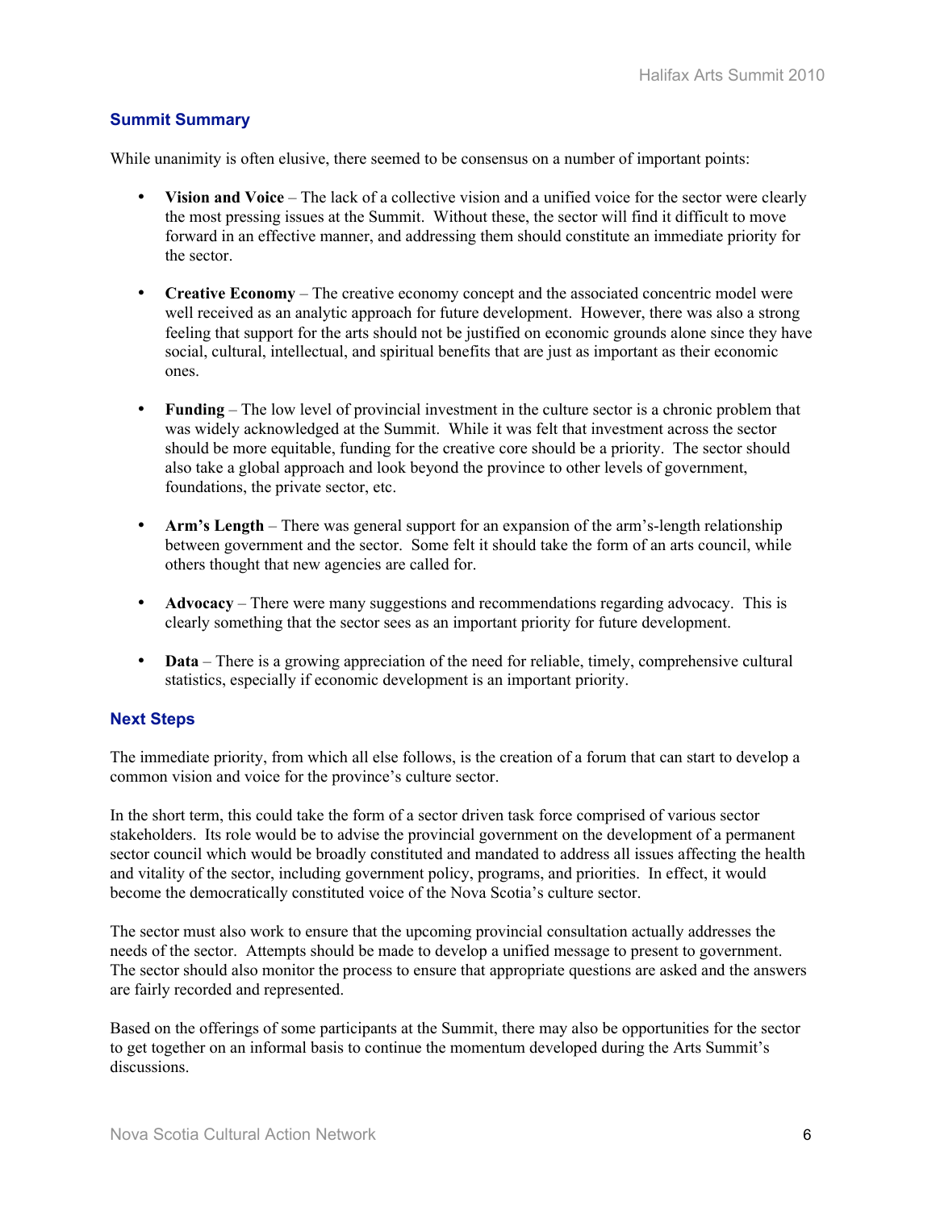## Summit Summary

While unanimity is often elusive, there seemed to be consensus on a number of important points:

- **Vision and Voice** – The lack of a collective vision and a unified voice for the sector were clearly the most pressing issues at the Summit. Without these, the sector will find it difficult to move forward in an effective manner, and addressing them should constitute an immediate priority for the sector.

- **Creative Economy** – The creative economy concept and the associated concentric model were well received as an analytic approach for future development. However, there was also a strong feeling that support for the arts should not be justified on economic grounds alone since they have social, cultural, intellectual, and spiritual benefits that are just as important as their economic ones.

- **Funding** – The low level of provincial investment in the culture sector is a chronic problem that was widely acknowledged at the Summit. While it was felt that investment across the sector should be more equitable, funding for the creative core should be a priority. The sector should also take a global approach and look beyond the province to other levels of government, foundations, the private sector, etc.

- **Arm's Length** – There was general support for an expansion of the arm's-length relationship between government and the sector. Some felt it should take the form of an arts council, while others thought that new agencies are called for.

- **Advocacy** – There were many suggestions and recommendations regarding advocacy. This is clearly something that the sector sees as an important priority for future development.

- **Data** – There is a growing appreciation of the need for reliable, timely, comprehensive cultural statistics, especially if economic development is an important priority.

## Next Steps

The immediate priority, from which all else follows, is the creation of a forum that can start to develop a common vision and voice for the province's culture sector.

In the short term, this could take the form of a sector driven task force comprised of various sector stakeholders. Its role would be to advise the provincial government on the development of a permanent sector council which would be broadly constituted and mandated to address all issues affecting the health and vitality of the sector, including government policy, programs, and priorities. In effect, it would become the democratically constituted voice of the Nova Scotia's culture sector.

The sector must also work to ensure that the upcoming provincial consultation actually addresses the needs of the sector. Attempts should be made to develop a unified message to present to government. The sector should also monitor the process to ensure that appropriate questions are asked and the answers are fairly recorded and represented.

Based on the offerings of some participants at the Summit, there may also be opportunities for the sector to get together on an informal basis to continue the momentum developed during the Arts Summit's discussions.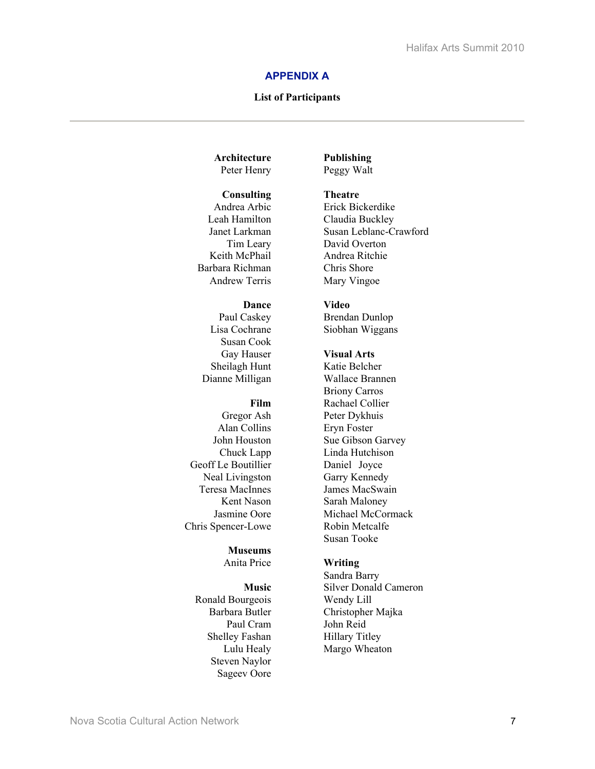## APPENDIX A

**List of Participants**

---

**Architecture**
Peter Henry

**Consulting**
Andrea Arbic
Leah Hamilton
Janet Larkman
Tim Leary
Keith McPhail
Barbara Richman
Andrew Terris

**Dance**
Paul Caskey
Lisa Cochrane
Susan Cook
Gay Hauser
Sheilagh Hunt
Dianne Milligan

**Film**
Gregor Ash
Alan Collins
John Houston
Chuck Lapp
Geoff Le Boutillier
Neal Livingston
Teresa MacInnes
Kent Nason
Jasmine Oore
Chris Spencer-Lowe

**Museums**
Anita Price

**Music**
Ronald Bourgeois
Barbara Butler
Paul Cram
Shelley Fashan
Lulu Healy
Steven Naylor
Sageev Oore

**Publishing**
Peggy Walt

**Theatre**
Erick Bickerdike
Claudia Buckley
Susan Leblanc-Crawford
David Overton
Andrea Ritchie
Chris Shore
Mary Vingoe

**Video**
Brendan Dunlop
Siobhan Wiggans

**Visual Arts**
Katie Belcher
Wallace Brannen
Briony Carros
Rachael Collier
Peter Dykhuis
Eryn Foster
Sue Gibson Garvey
Linda Hutchison
Daniel Joyce
Garry Kennedy
James MacSwain
Sarah Maloney
Michael McCormack
Robin Metcalfe
Susan Tooke

**Writing**
Sandra Barry
Silver Donald Cameron
Wendy Lill
Christopher Majka
John Reid
Hillary Titley
Margo Wheaton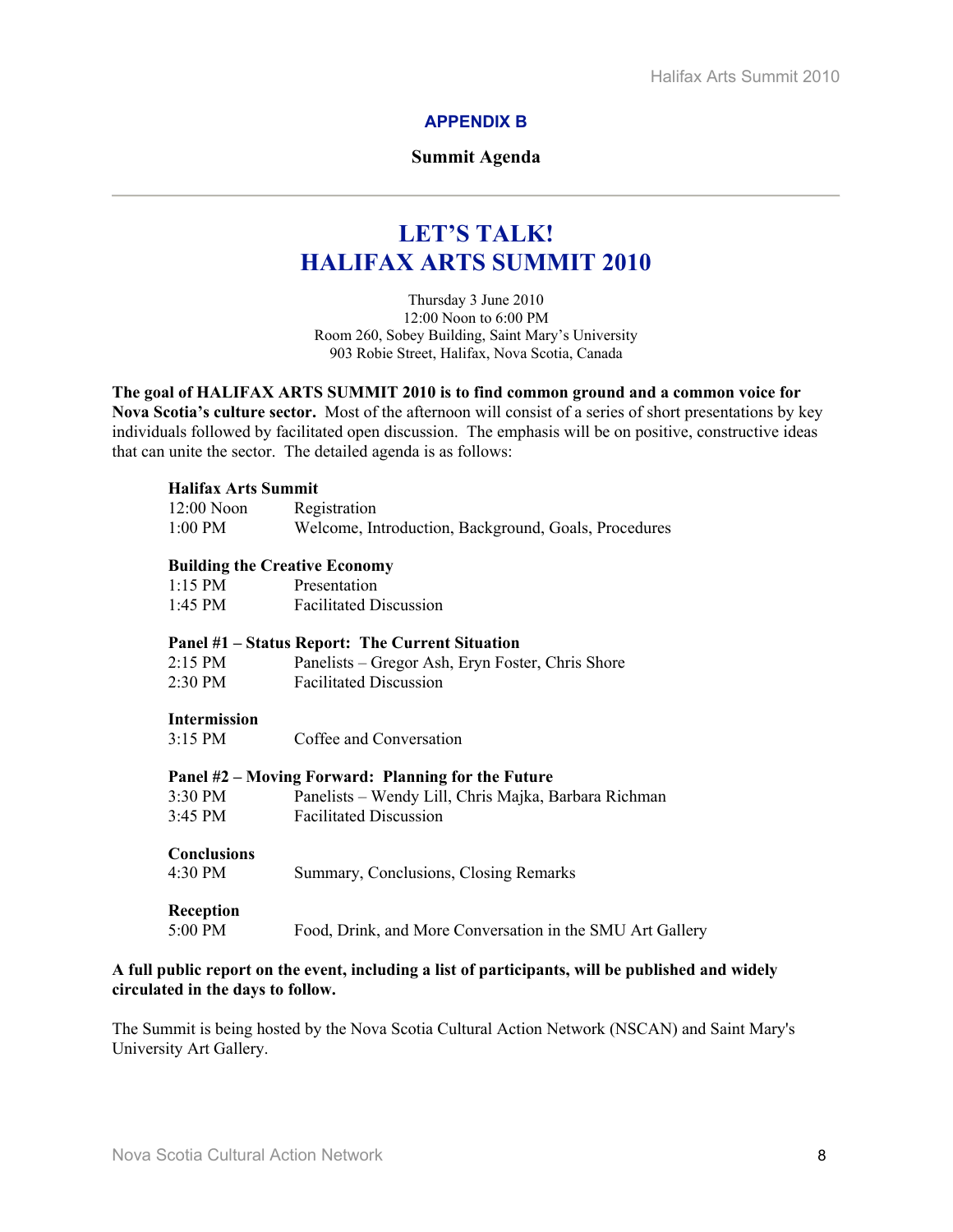## APPENDIX B

**Summit Agenda**

---

# LET'S TALK!
# HALIFAX ARTS SUMMIT 2010

Thursday 3 June 2010
12:00 Noon to 6:00 PM
Room 260, Sobey Building, Saint Mary's University
903 Robie Street, Halifax, Nova Scotia, Canada

**The goal of HALIFAX ARTS SUMMIT 2010 is to find common ground and a common voice for Nova Scotia's culture sector.** Most of the afternoon will consist of a series of short presentations by key individuals followed by facilitated open discussion. The emphasis will be on positive, constructive ideas that can unite the sector. The detailed agenda is as follows:

**Halifax Arts Summit**

| | |
|---|---|
| 12:00 Noon | Registration |
| 1:00 PM | Welcome, Introduction, Background, Goals, Procedures |

**Building the Creative Economy**

| | |
|---|---|
| 1:15 PM | Presentation |
| 1:45 PM | Facilitated Discussion |

**Panel #1 – Status Report: The Current Situation**

| | |
|---|---|
| 2:15 PM | Panelists – Gregor Ash, Eryn Foster, Chris Shore |
| 2:30 PM | Facilitated Discussion |

**Intermission**

| | |
|---|---|
| 3:15 PM | Coffee and Conversation |

**Panel #2 – Moving Forward: Planning for the Future**

| | |
|---|---|
| 3:30 PM | Panelists – Wendy Lill, Chris Majka, Barbara Richman |
| 3:45 PM | Facilitated Discussion |

**Conclusions**

| | |
|---|---|
| 4:30 PM | Summary, Conclusions, Closing Remarks |

**Reception**

| | |
|---|---|
| 5:00 PM | Food, Drink, and More Conversation in the SMU Art Gallery |

**A full public report on the event, including a list of participants, will be published and widely circulated in the days to follow.**

The Summit is being hosted by the Nova Scotia Cultural Action Network (NSCAN) and Saint Mary's University Art Gallery.